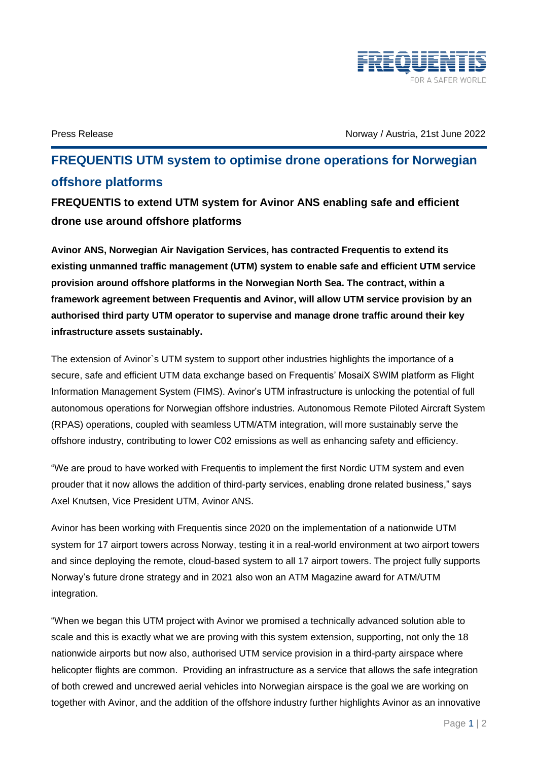Press Release

Norway / Austria, 21st June 2022

# FREQUENTIS UTM system to optimise drone operations for Norwegian offshore platforms

## FREQUENTIS to extend UTM system for Avinor ANS enabling safe and efficient drone use around offshore platforms

**Avinor ANS, Norwegian Air Navigation Services, has contracted Frequentis to extend its existing unmanned traffic management (UTM) system to enable safe and efficient UTM service provision around offshore platforms in the Norwegian North Sea. The contract, within a framework agreement between Frequentis and Avinor, will allow UTM service provision by an authorised third party UTM operator to supervise and manage drone traffic around their key infrastructure assets sustainably.**

The extension of Avinor`s UTM system to support other industries highlights the importance of a secure, safe and efficient UTM data exchange based on Frequentis' MosaiX SWIM platform as Flight Information Management System (FIMS). Avinor's UTM infrastructure is unlocking the potential of full autonomous operations for Norwegian offshore industries. Autonomous Remote Piloted Aircraft System (RPAS) operations, coupled with seamless UTM/ATM integration, will more sustainably serve the offshore industry, contributing to lower C02 emissions as well as enhancing safety and efficiency.

"We are proud to have worked with Frequentis to implement the first Nordic UTM system and even prouder that it now allows the addition of third-party services, enabling drone related business," says Axel Knutsen, Vice President UTM, Avinor ANS.

Avinor has been working with Frequentis since 2020 on the implementation of a nationwide UTM system for 17 airport towers across Norway, testing it in a real-world environment at two airport towers and since deploying the remote, cloud-based system to all 17 airport towers. The project fully supports Norway's future drone strategy and in 2021 also won an ATM Magazine award for ATM/UTM integration.

"When we began this UTM project with Avinor we promised a technically advanced solution able to scale and this is exactly what we are proving with this system extension, supporting, not only the 18 nationwide airports but now also, authorised UTM service provision in a third-party airspace where helicopter flights are common. Providing an infrastructure as a service that allows the safe integration of both crewed and uncrewed aerial vehicles into Norwegian airspace is the goal we are working on together with Avinor, and the addition of the offshore industry further highlights Avinor as an innovative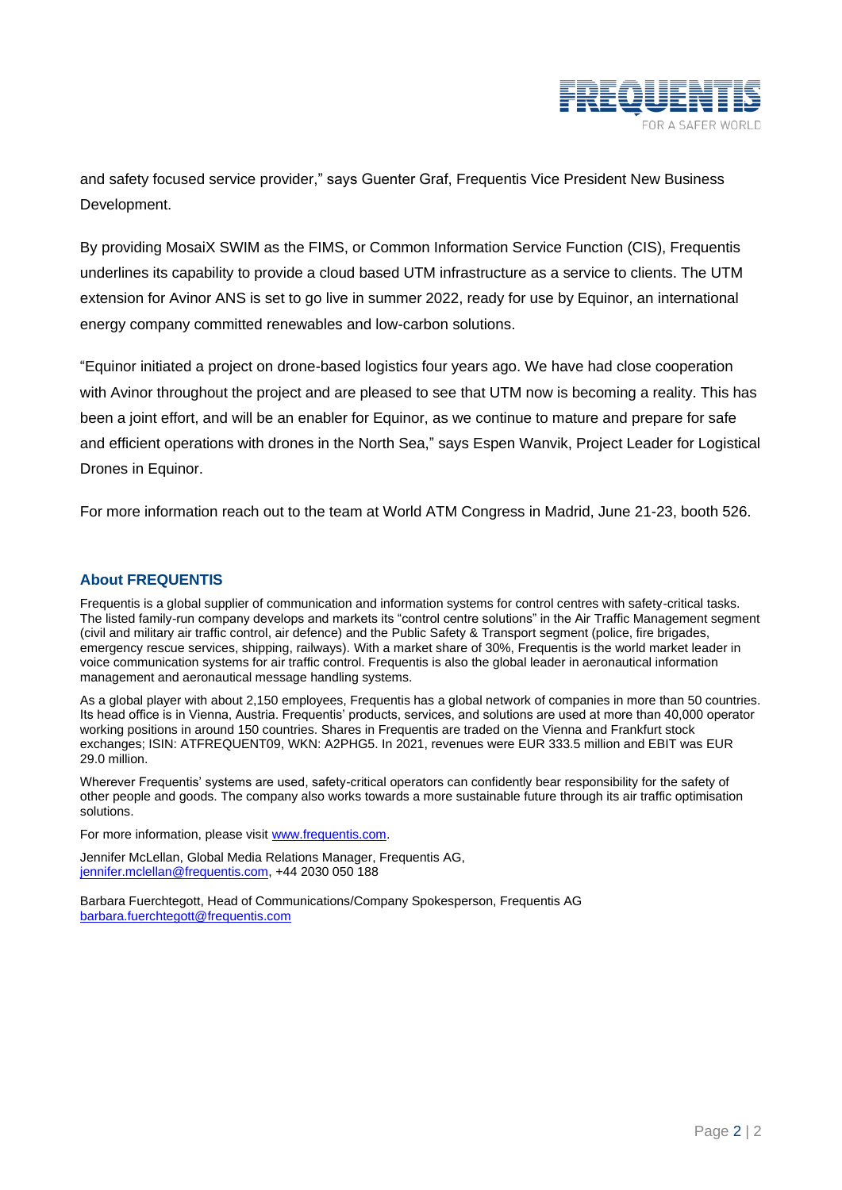and safety focused service provider," says Guenter Graf, Frequentis Vice President New Business Development.

By providing MosaiX SWIM as the FIMS, or Common Information Service Function (CIS), Frequentis underlines its capability to provide a cloud based UTM infrastructure as a service to clients. The UTM extension for Avinor ANS is set to go live in summer 2022, ready for use by Equinor, an international energy company committed renewables and low-carbon solutions.

"Equinor initiated a project on drone-based logistics four years ago. We have had close cooperation with Avinor throughout the project and are pleased to see that UTM now is becoming a reality. This has been a joint effort, and will be an enabler for Equinor, as we continue to mature and prepare for safe and efficient operations with drones in the North Sea," says Espen Wanvik, Project Leader for Logistical Drones in Equinor.

For more information reach out to the team at World ATM Congress in Madrid, June 21-23, booth 526.

## About FREQUENTIS

Frequentis is a global supplier of communication and information systems for control centres with safety-critical tasks. The listed family-run company develops and markets its "control centre solutions" in the Air Traffic Management segment (civil and military air traffic control, air defence) and the Public Safety & Transport segment (police, fire brigades, emergency rescue services, shipping, railways). With a market share of 30%, Frequentis is the world market leader in voice communication systems for air traffic control. Frequentis is also the global leader in aeronautical information management and aeronautical message handling systems.

As a global player with about 2,150 employees, Frequentis has a global network of companies in more than 50 countries. Its head office is in Vienna, Austria. Frequentis' products, services, and solutions are used at more than 40,000 operator working positions in around 150 countries. Shares in Frequentis are traded on the Vienna and Frankfurt stock exchanges; ISIN: ATFREQUENT09, WKN: A2PHG5. In 2021, revenues were EUR 333.5 million and EBIT was EUR 29.0 million.

Wherever Frequentis' systems are used, safety-critical operators can confidently bear responsibility for the safety of other people and goods. The company also works towards a more sustainable future through its air traffic optimisation solutions.

For more information, please visit www.frequentis.com.

Jennifer McLellan, Global Media Relations Manager, Frequentis AG,
jennifer.mclellan@frequentis.com, +44 2030 050 188

Barbara Fuerchtegott, Head of Communications/Company Spokesperson, Frequentis AG
barbara.fuerchtegott@frequentis.com